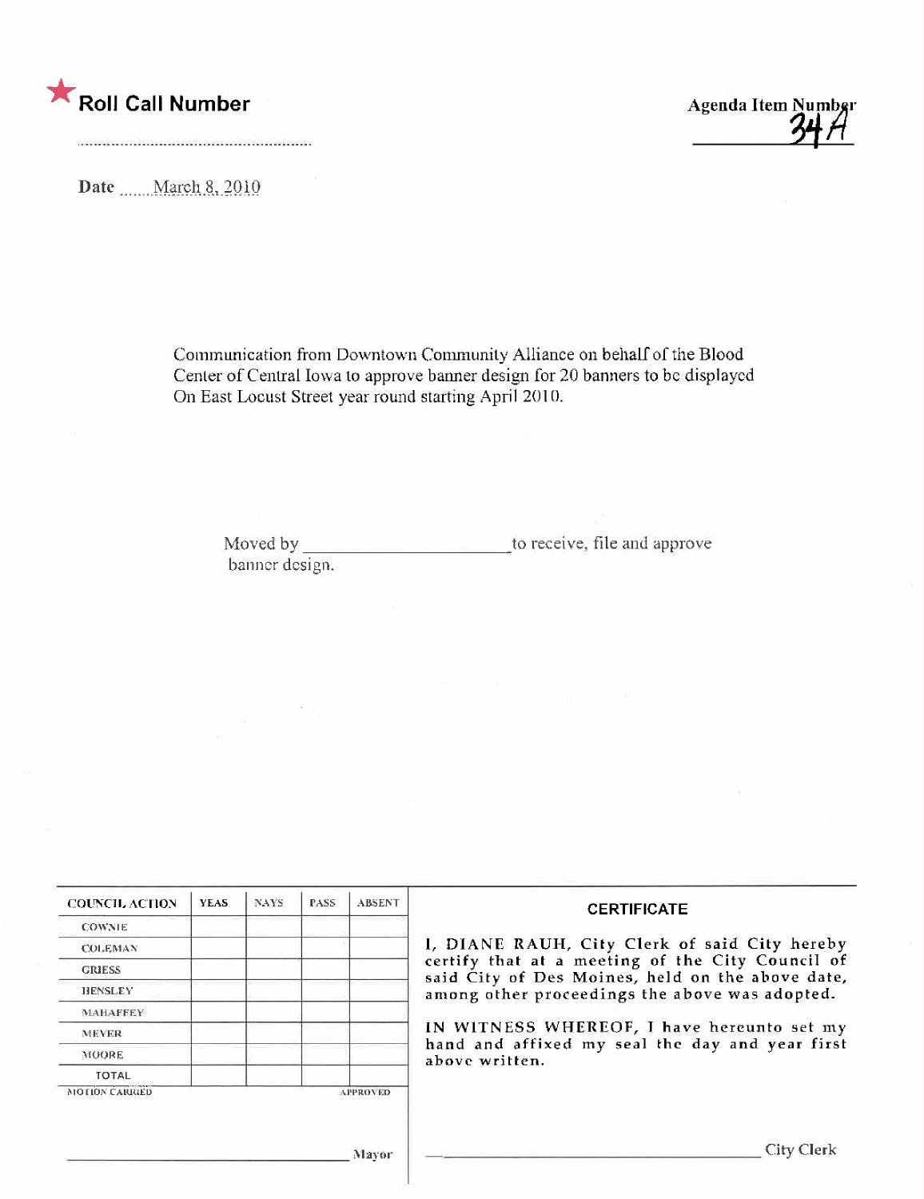★ **Roll Call Number**

**Agenda Item Number**
34A

**Date** March 8, 2010

Communication from Downtown Community Alliance on behalf of the Blood Center of Central Iowa to approve banner design for 20 banners to be displayed On East Locust Street year round starting April 2010.

Moved by ______________________ to receive, file and approve banner design.

| COUNCIL ACTION | YEAS | NAYS | PASS | ABSENT |
|---|---|---|---|---|
| COWNIE | | | | |
| COLEMAN | | | | |
| GRIESS | | | | |
| HENSLEY | | | | |
| MAHAFFEY | | | | |
| MEYER | | | | |
| MOORE | | | | |
| TOTAL | | | | |

MOTION CARRIED APPROVED

______________________ Mayor

**CERTIFICATE**

I, DIANE RAUH, City Clerk of said City hereby certify that at a meeting of the City Council of said City of Des Moines, held on the above date, among other proceedings the above was adopted.

IN WITNESS WHEREOF, I have hereunto set my hand and affixed my seal the day and year first above written.

______________________ City Clerk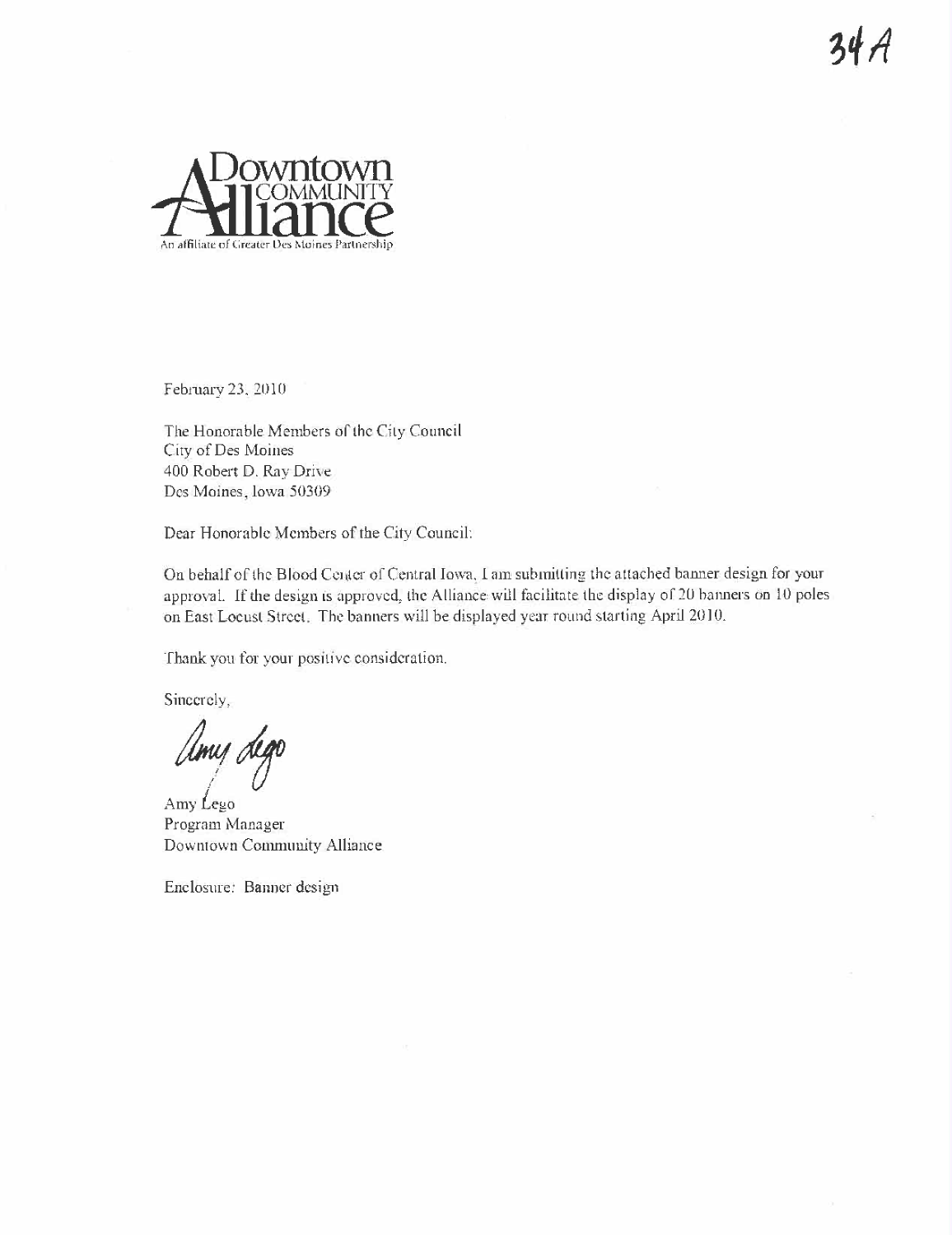34A

Downtown COMMUNITY Alliance

An affiliate of Greater Des Moines Partnership

February 23, 2010

The Honorable Members of the City Council
City of Des Moines
400 Robert D. Ray Drive
Des Moines, Iowa 50309

Dear Honorable Members of the City Council:

On behalf of the Blood Center of Central Iowa, I am submitting the attached banner design for your approval. If the design is approved, the Alliance will facilitate the display of 20 banners on 10 poles on East Locust Street. The banners will be displayed year round starting April 2010.

Thank you for your positive consideration.

Sincerely,

Amy Lego

Amy Lego
Program Manager
Downtown Community Alliance

Enclosure: Banner design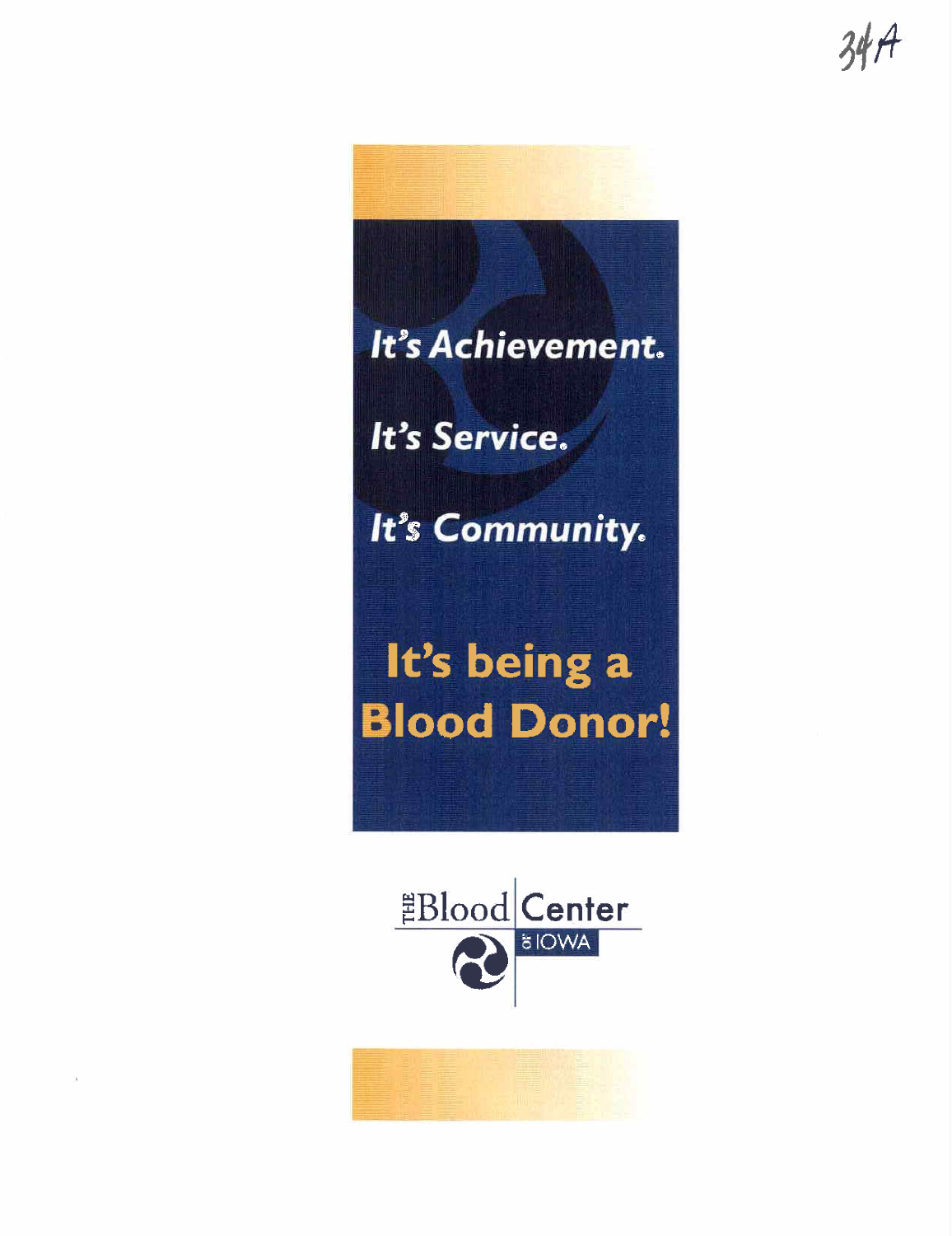34A

*It's Achievement.*

*It's Service.*

*It's Community.*

# It's being a Blood Donor!

THE Blood Center OF IOWA